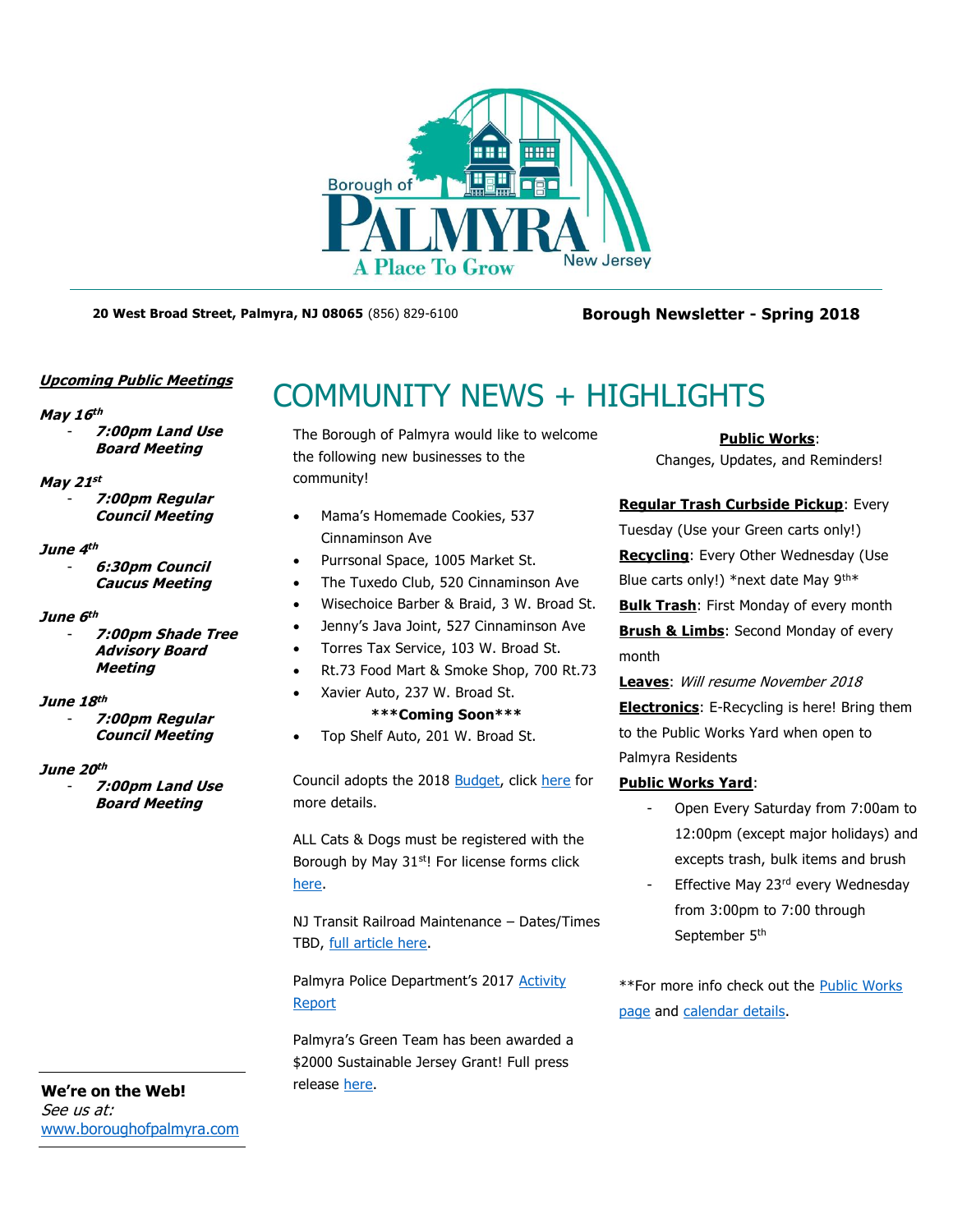Borough of **PALMYRA** New Jersey
A Place To Grow

**20 West Broad Street, Palmyra, NJ 08065** (856) 829-6100

**Borough Newsletter - Spring 2018**

***Upcoming Public Meetings***

***May 16th***
- ***7:00pm Land Use Board Meeting***

***May 21st***
- ***7:00pm Regular Council Meeting***

***June 4th***
- ***6:30pm Council Caucus Meeting***

***June 6th***
- ***7:00pm Shade Tree Advisory Board Meeting***

***June 18th***
- ***7:00pm Regular Council Meeting***

***June 20th***
- ***7:00pm Land Use Board Meeting***

**We're on the Web!**
*See us at:*
www.boroughofpalmyra.com

# COMMUNITY NEWS + HIGHLIGHTS

The Borough of Palmyra would like to welcome the following new businesses to the community!

- Mama's Homemade Cookies, 537 Cinnaminson Ave
- Purrsonal Space, 1005 Market St.
- The Tuxedo Club, 520 Cinnaminson Ave
- Wisechoice Barber & Braid, 3 W. Broad St.
- Jenny's Java Joint, 527 Cinnaminson Ave
- Torres Tax Service, 103 W. Broad St.
- Rt.73 Food Mart & Smoke Shop, 700 Rt.73
- Xavier Auto, 237 W. Broad St.

**\*\*\*Coming Soon\*\*\***

- Top Shelf Auto, 201 W. Broad St.

Council adopts the 2018 Budget, click here for more details.

ALL Cats & Dogs must be registered with the Borough by May 31st! For license forms click here.

NJ Transit Railroad Maintenance – Dates/Times TBD, full article here.

Palmyra Police Department's 2017 Activity Report

Palmyra's Green Team has been awarded a $2000 Sustainable Jersey Grant! Full press release here.

**Public Works**:
Changes, Updates, and Reminders!

**Regular Trash Curbside Pickup**: Every Tuesday (Use your Green carts only!)
**Recycling**: Every Other Wednesday (Use Blue carts only!) *next date May 9th*
**Bulk Trash**: First Monday of every month
**Brush & Limbs**: Second Monday of every month
**Leaves**: *Will resume November 2018*
**Electronics**: E-Recycling is here! Bring them to the Public Works Yard when open to Palmyra Residents
**Public Works Yard**:
- Open Every Saturday from 7:00am to 12:00pm (except major holidays) and excepts trash, bulk items and brush
- Effective May 23rd every Wednesday from 3:00pm to 7:00 through September 5th

**For more info check out the Public Works page and calendar details.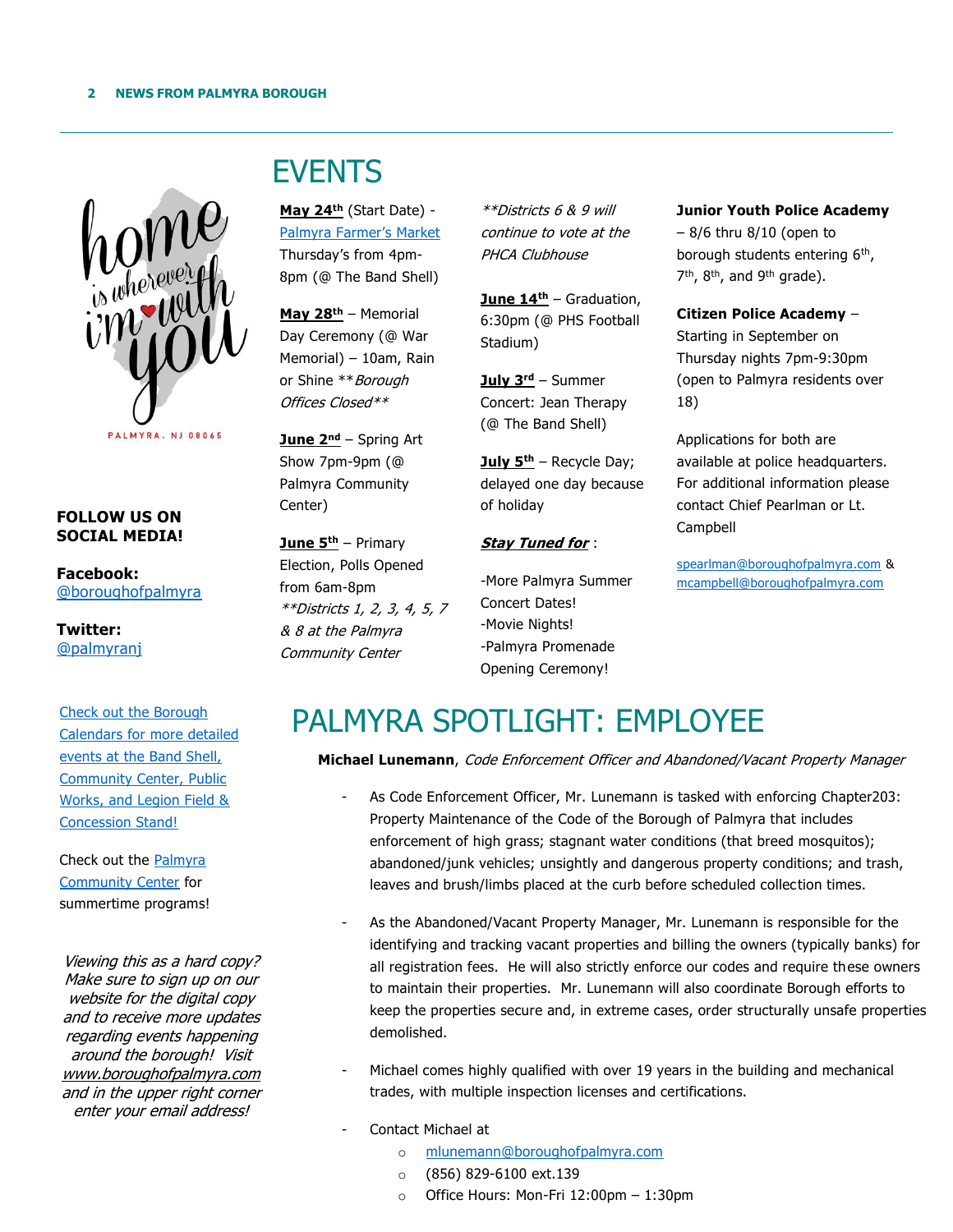FOLLOW US ON SOCIAL MEDIA!

**Facebook:** @boroughofpalmyra

**Twitter:** @palmyranj

Check out the Borough Calendars for more detailed events at the Band Shell, Community Center, Public Works, and Legion Field & Concession Stand!

Check out the Palmyra Community Center for summertime programs!

*Viewing this as a hard copy? Make sure to sign up on our website for the digital copy and to receive more updates regarding events happening around the borough! Visit www.boroughofpalmyra.com and in the upper right corner enter your email address!*

# EVENTS

**May 24th** (Start Date) - Palmyra Farmer's Market Thursday's from 4pm-8pm (@ The Band Shell)

**May 28th** – Memorial Day Ceremony (@ War Memorial) – 10am, Rain or Shine ***Borough Offices Closed***

**June 2nd** – Spring Art Show 7pm-9pm (@ Palmyra Community Center)

**June 5th** – Primary Election, Polls Opened from 6am-8pm

***Districts 1, 2, 3, 4, 5, 7 & 8 at the Palmyra Community Center*

***Districts 6 & 9 will continue to vote at the PHCA Clubhouse*

**June 14th** – Graduation, 6:30pm (@ PHS Football Stadium)

**July 3rd** – Summer Concert: Jean Therapy (@ The Band Shell)

**July 5th** – Recycle Day; delayed one day because of holiday

***Stay Tuned for*** :

-More Palmyra Summer Concert Dates!
-Movie Nights!
-Palmyra Promenade Opening Ceremony!

**Junior Youth Police Academy** – 8/6 thru 8/10 (open to borough students entering 6th, 7th, 8th, and 9th grade).

**Citizen Police Academy** – Starting in September on Thursday nights 7pm-9:30pm (open to Palmyra residents over 18)

Applications for both are available at police headquarters. For additional information please contact Chief Pearlman or Lt. Campbell

spearlman@boroughofpalmyra.com & mcampbell@boroughofpalmyra.com

# PALMYRA SPOTLIGHT: EMPLOYEE

**Michael Lunemann**, *Code Enforcement Officer and Abandoned/Vacant Property Manager*

- As Code Enforcement Officer, Mr. Lunemann is tasked with enforcing Chapter203: Property Maintenance of the Code of the Borough of Palmyra that includes enforcement of high grass; stagnant water conditions (that breed mosquitos); abandoned/junk vehicles; unsightly and dangerous property conditions; and trash, leaves and brush/limbs placed at the curb before scheduled collection times.
- As the Abandoned/Vacant Property Manager, Mr. Lunemann is responsible for the identifying and tracking vacant properties and billing the owners (typically banks) for all registration fees. He will also strictly enforce our codes and require these owners to maintain their properties. Mr. Lunemann will also coordinate Borough efforts to keep the properties secure and, in extreme cases, order structurally unsafe properties demolished.
- Michael comes highly qualified with over 19 years in the building and mechanical trades, with multiple inspection licenses and certifications.
- Contact Michael at
  - mlunemann@boroughofpalmyra.com
  - (856) 829-6100 ext.139
  - Office Hours: Mon-Fri 12:00pm – 1:30pm